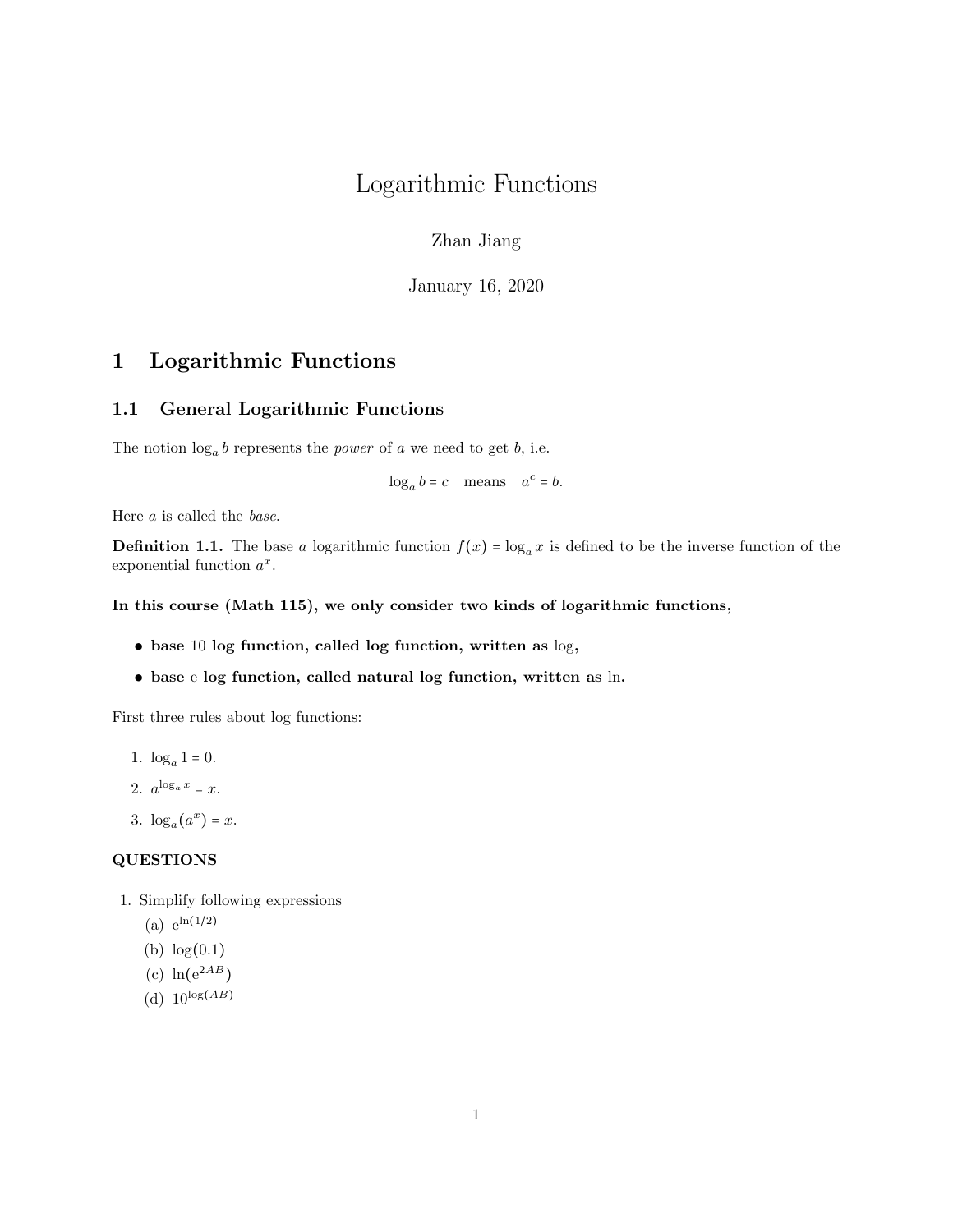# Logarithmic Functions

Zhan Jiang

January 16, 2020

## 1 Logarithmic Functions

### 1.1 General Logarithmic Functions

The notion $\log_a b$ represents the *power* of $a$ we need to get $b$, i.e.

$$\log_a b = c \quad \text{means} \quad a^c = b.$$

Here $a$ is called the *base*.

**Definition 1.1.** The base $a$ logarithmic function $f(x) = \log_a x$ is defined to be the inverse function of the exponential function $a^x$.

**In this course (Math 115), we only consider two kinds of logarithmic functions,**

- **base 10 log function, called log function, written as $\log$,**
- **base e log function, called natural log function, written as $\ln$.**

First three rules about log functions:

1. $\log_a 1 = 0$.
2. $a^{\log_a x} = x$.
3. $\log_a(a^x) = x$.

**QUESTIONS**

1. Simplify following expressions
   (a) $\mathrm{e}^{\ln(1/2)}$
   (b) $\log(0.1)$
   (c) $\ln(\mathrm{e}^{2AB})$
   (d) $10^{\log(AB)}$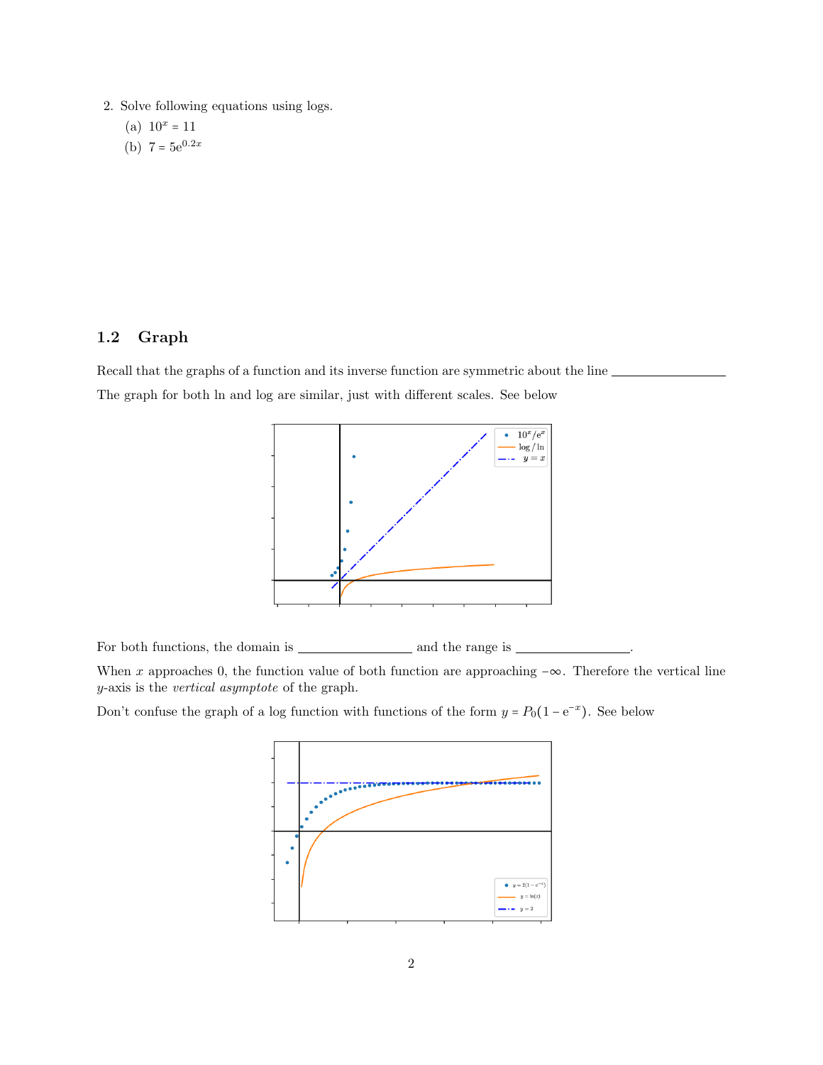2. Solve following equations using logs.

   (a) $10^x = 11$

   (b) $7 = 5e^{0.2x}$

## 1.2 Graph

Recall that the graphs of a function and its inverse function are symmetric about the line \_\_\_\_\_\_\_\_\_\_\_\_\_\_\_\_

The graph for both ln and log are similar, just with different scales. See below

For both functions, the domain is \_\_\_\_\_\_\_\_\_\_\_\_\_\_\_\_ and the range is \_\_\_\_\_\_\_\_\_\_\_\_\_\_\_\_.

When $x$ approaches 0, the function value of both function are approaching $-\infty$. Therefore the vertical line $y$-axis is the *vertical asymptote* of the graph.

Don't confuse the graph of a log function with functions of the form $y = P_0(1 - e^{-x})$. See below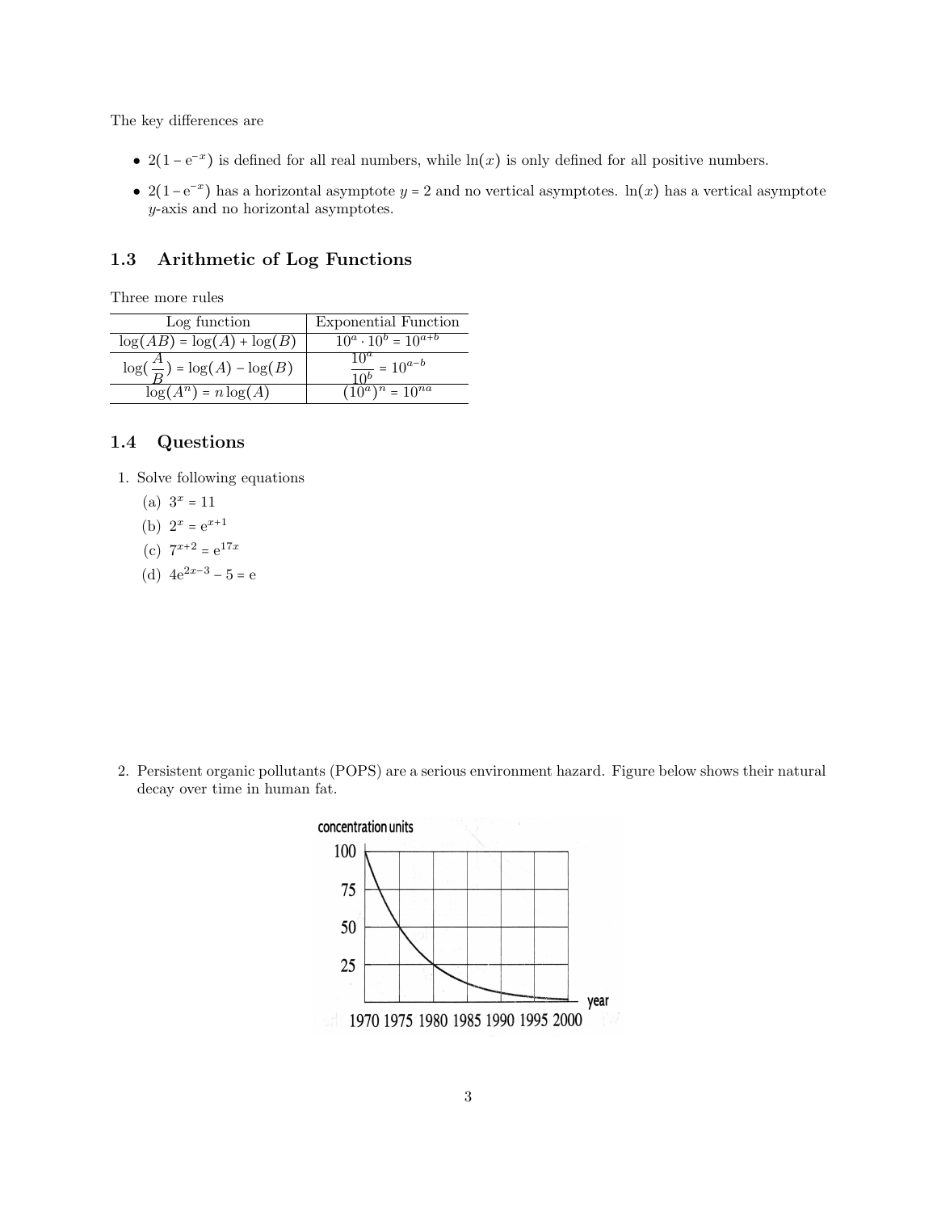The key differences are

- $2(1 - e^{-x})$ is defined for all real numbers, while $\ln(x)$ is only defined for all positive numbers.
- $2(1 - e^{-x})$ has a horizontal asymptote $y = 2$ and no vertical asymptotes. $\ln(x)$ has a vertical asymptote $y$-axis and no horizontal asymptotes.

## 1.3 Arithmetic of Log Functions

Three more rules

| Log function | Exponential Function |
| --- | --- |
| $\log(AB) = \log(A) + \log(B)$ | $10^a \cdot 10^b = 10^{a+b}$ |
| $\log(\frac{A}{B}) = \log(A) - \log(B)$ | $\frac{10^a}{10^b} = 10^{a-b}$ |
| $\log(A^n) = n\log(A)$ | $(10^a)^n = 10^{na}$ |

## 1.4 Questions

1. Solve following equations
   (a) $3^x = 11$
   (b) $2^x = e^{x+1}$
   (c) $7^{x+2} = e^{17x}$
   (d) $4e^{2x-3} - 5 = e$

2. Persistent organic pollutants (POPS) are a serious environment hazard. Figure below shows their natural decay over time in human fat.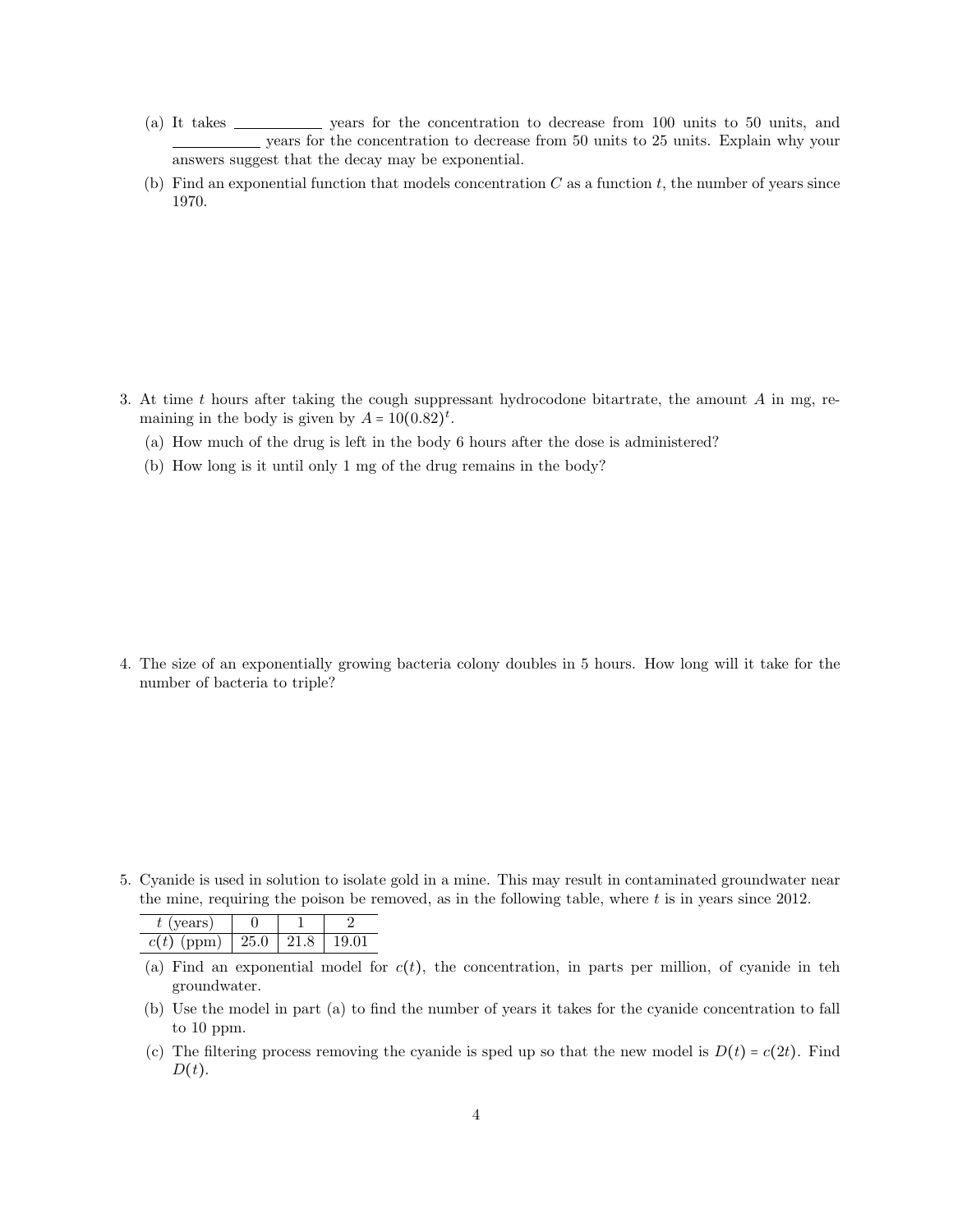(a) It takes \_\_\_\_\_\_\_\_\_\_ years for the concentration to decrease from 100 units to 50 units, and \_\_\_\_\_\_\_\_\_\_ years for the concentration to decrease from 50 units to 25 units. Explain why your answers suggest that the decay may be exponential.

(b) Find an exponential function that models concentration $C$ as a function $t$, the number of years since 1970.

3. At time $t$ hours after taking the cough suppressant hydrocodone bitartrate, the amount $A$ in mg, remaining in the body is given by $A = 10(0.82)^t$.

   (a) How much of the drug is left in the body 6 hours after the dose is administered?

   (b) How long is it until only 1 mg of the drug remains in the body?

4. The size of an exponentially growing bacteria colony doubles in 5 hours. How long will it take for the number of bacteria to triple?

5. Cyanide is used in solution to isolate gold in a mine. This may result in contaminated groundwater near the mine, requiring the poison be removed, as in the following table, where $t$ is in years since 2012.

| $t$ (years) | 0 | 1 | 2 |
|---|---|---|---|
| $c(t)$ (ppm) | 25.0 | 21.8 | 19.01 |

   (a) Find an exponential model for $c(t)$, the concentration, in parts per million, of cyanide in teh groundwater.

   (b) Use the model in part (a) to find the number of years it takes for the cyanide concentration to fall to 10 ppm.

   (c) The filtering process removing the cyanide is sped up so that the new model is $D(t) = c(2t)$. Find $D(t)$.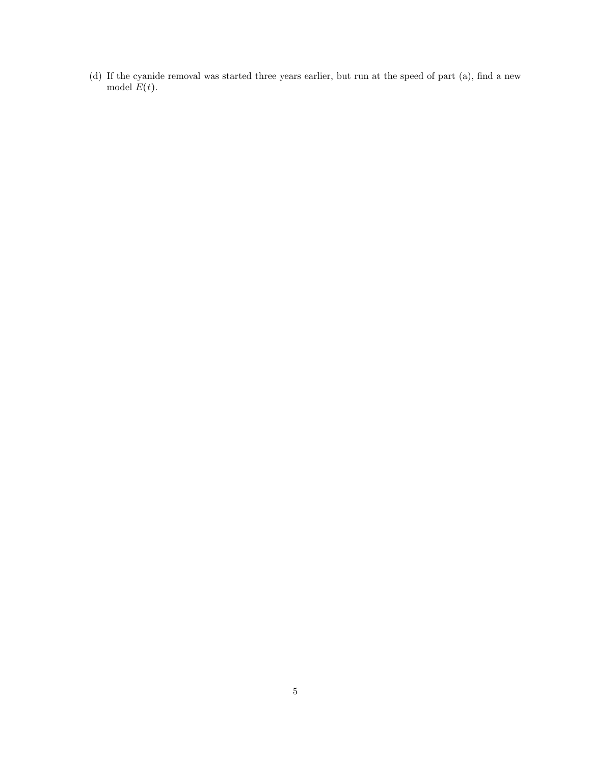(d) If the cyanide removal was started three years earlier, but run at the speed of part (a), find a new model $E(t)$.